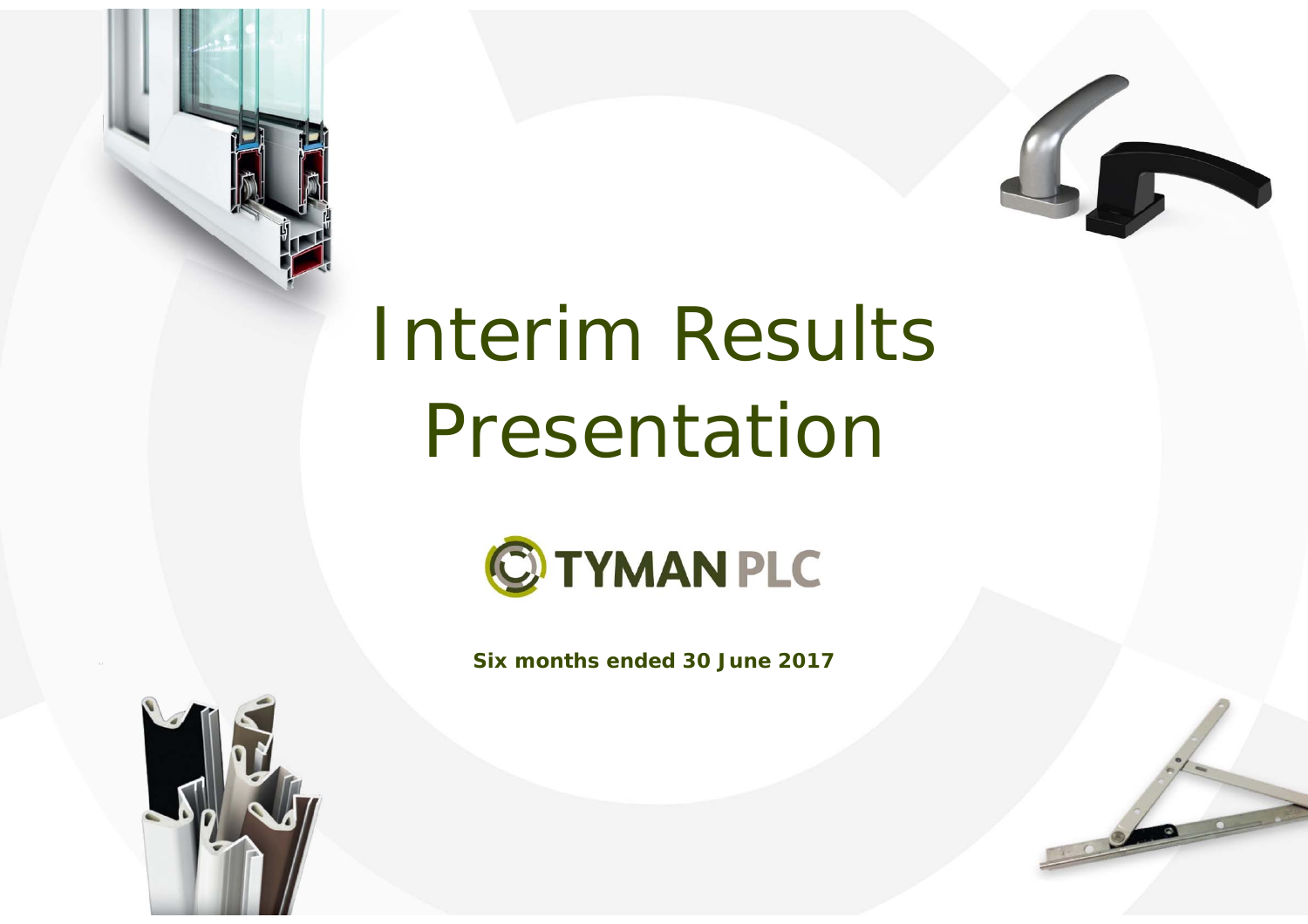# Interim Results Presentation

TYMAN PLC

**Six months ended 30 June 2017**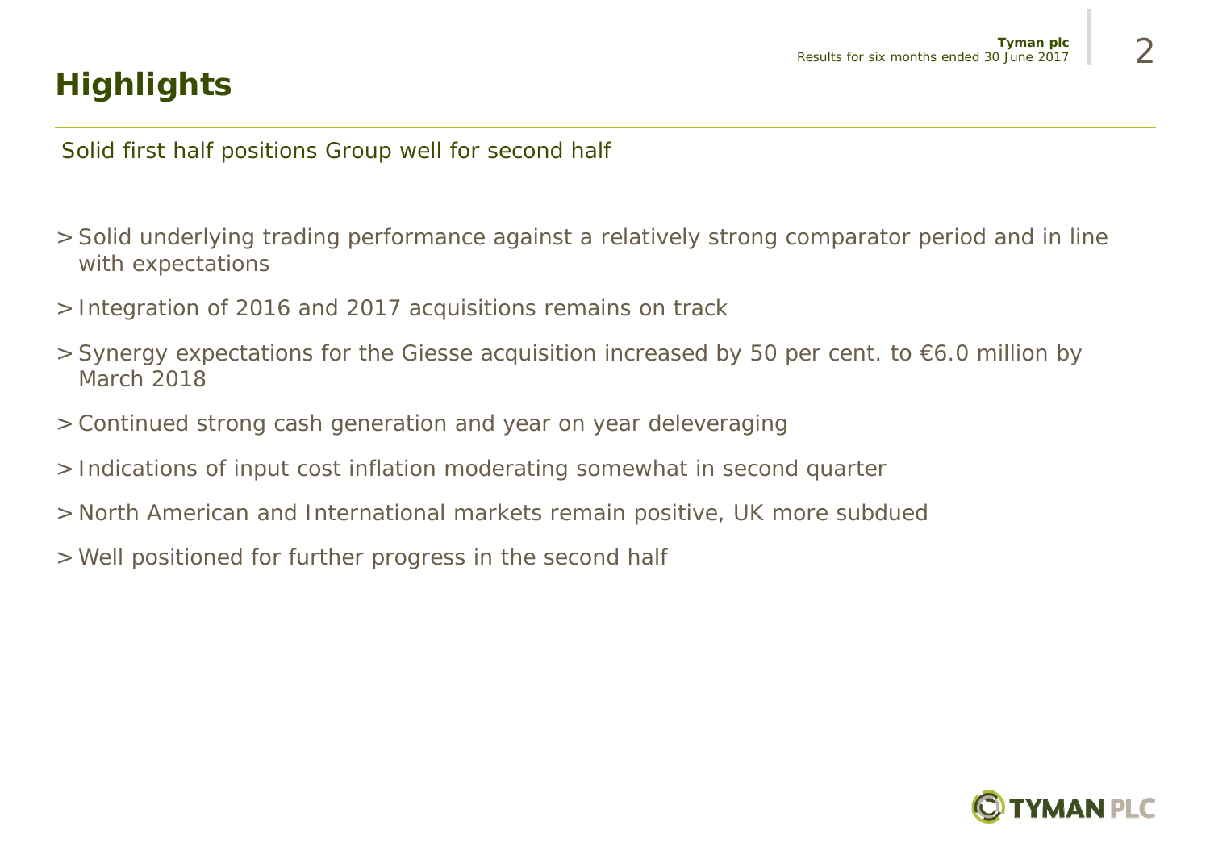# Highlights

Solid first half positions Group well for second half

- Solid underlying trading performance against a relatively strong comparator period and in line with expectations
- Integration of 2016 and 2017 acquisitions remains on track
- Synergy expectations for the Giesse acquisition increased by 50 per cent. to €6.0 million by March 2018
- Continued strong cash generation and year on year deleveraging
- Indications of input cost inflation moderating somewhat in second quarter
- North American and International markets remain positive, UK more subdued
- Well positioned for further progress in the second half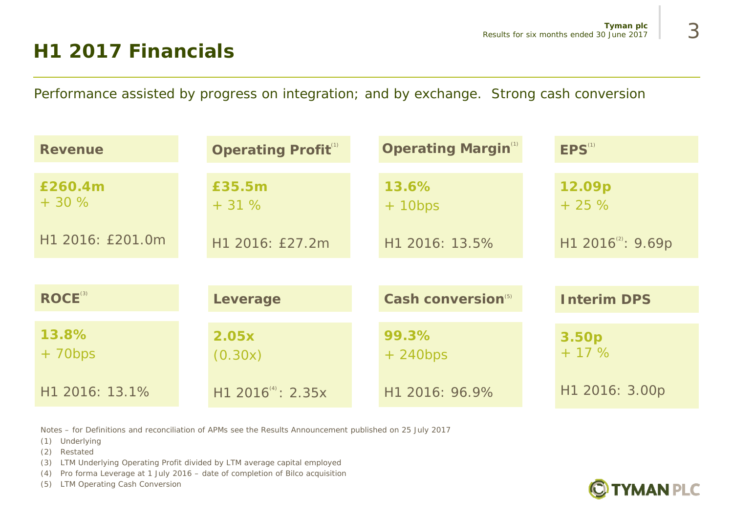# H1 2017 Financials

Performance assisted by progress on integration; and by exchange. Strong cash conversion

| Revenue | Operating Profit[1] | Operating Margin[1] | EPS[1] |
|---|---|---|---|
| **£260.4m** | **£35.5m** | **13.6%** | **12.09p** |
| + 30 % | + 31 % | + 10bps | + 25 % |
| H1 2016: £201.0m | H1 2016: £27.2m | H1 2016: 13.5% | H1 2016[2]: 9.69p |

| ROCE[3] | Leverage | Cash conversion[5] | Interim DPS |
|---|---|---|---|
| **13.8%** | **2.05x** | **99.3%** | **3.50p** |
| + 70bps | (0.30x) | + 240bps | + 17 % |
| H1 2016: 13.1% | H1 2016[4]: 2.35x | H1 2016: 96.9% | H1 2016: 3.00p |

Notes – for Definitions and reconciliation of APMs see the Results Announcement published on 25 July 2017

(1) Underlying

(2) Restated

(3) LTM Underlying Operating Profit divided by LTM average capital employed

(4) Pro forma Leverage at 1 July 2016 – date of completion of Bilco acquisition

(5) LTM Operating Cash Conversion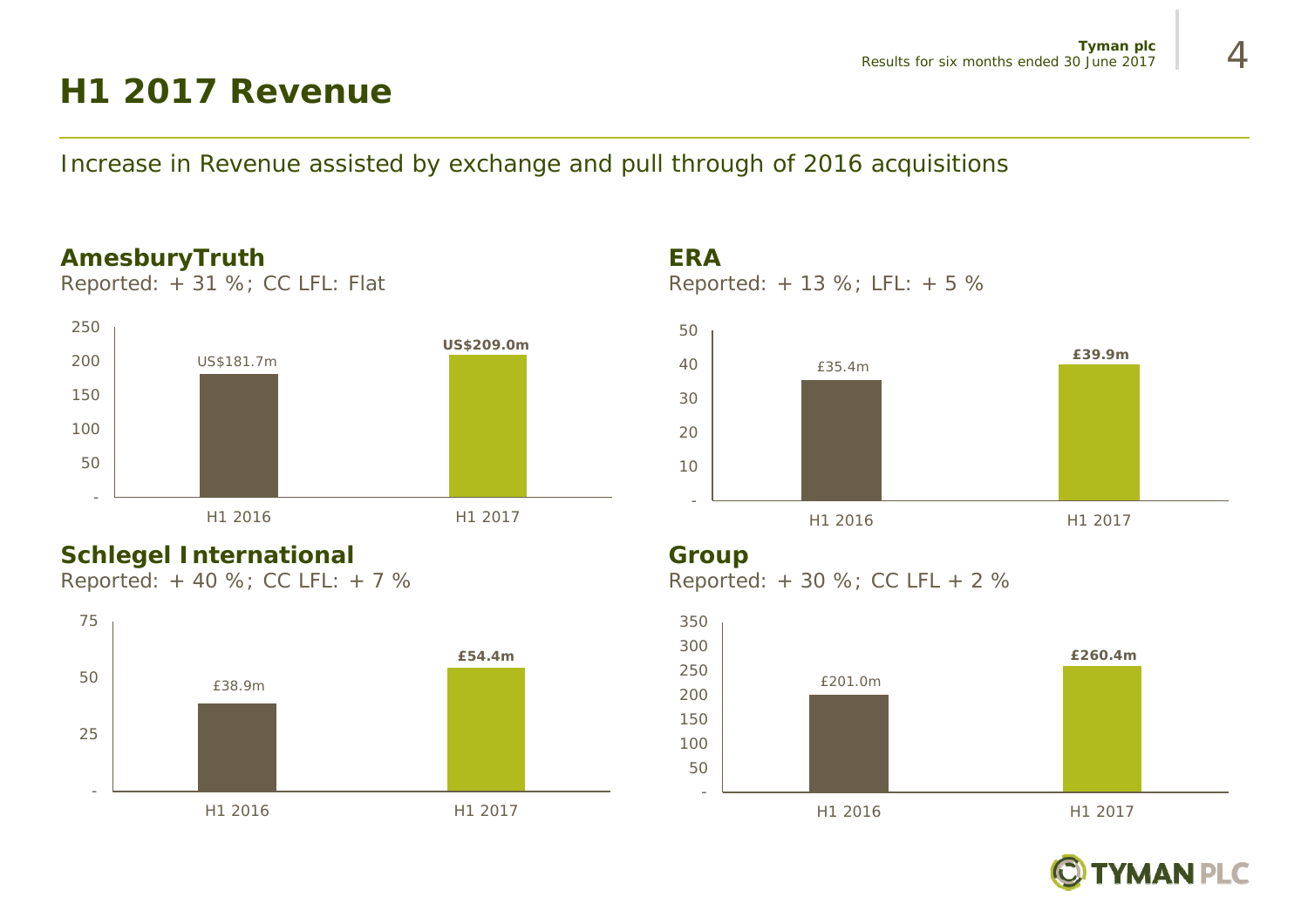# H1 2017 Revenue

Increase in Revenue assisted by exchange and pull through of 2016 acquisitions

## AmesburyTruth

Reported: + 31 %; CC LFL: Flat

US$181.7m
US$209.0m
H1 2016
H1 2017

## ERA

Reported: + 13 %; LFL: + 5 %

£35.4m
£39.9m
H1 2016
H1 2017

## Schlegel International

Reported: + 40 %; CC LFL: + 7 %

£38.9m
£54.4m
H1 2016
H1 2017

## Group

Reported: + 30 %; CC LFL + 2 %

£201.0m
£260.4m
H1 2016
H1 2017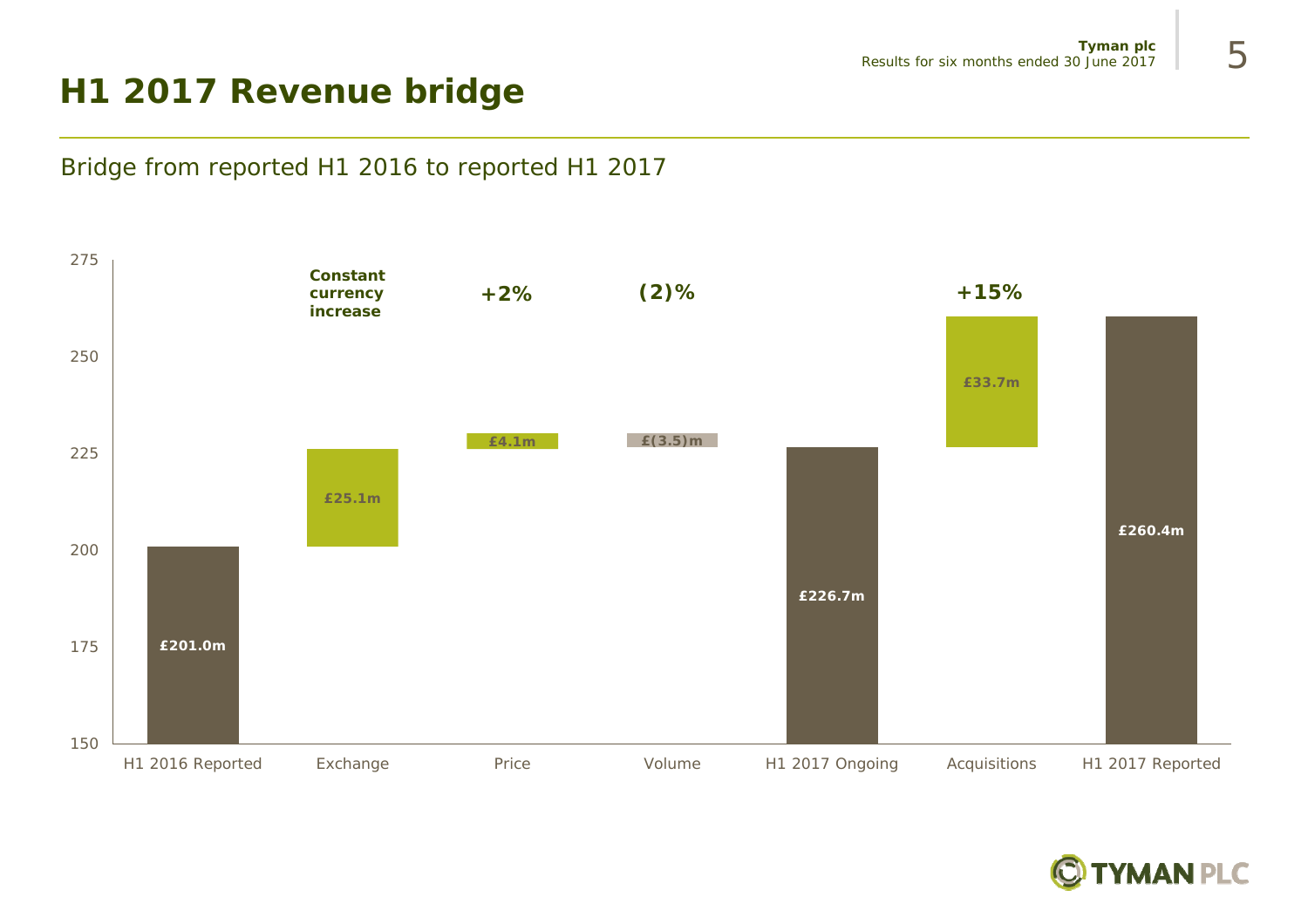# H1 2017 Revenue bridge

Bridge from reported H1 2016 to reported H1 2017

| | H1 2016 Reported | Exchange | Price | Volume | H1 2017 Ongoing | Acquisitions | H1 2017 Reported |
|---|---|---|---|---|---|---|---|
| Value | £201.0m | £25.1m | £4.1m | £(3.5)m | £226.7m | £33.7m | £260.4m |
| Constant currency increase | | | +2% | (2)% | | +15% | |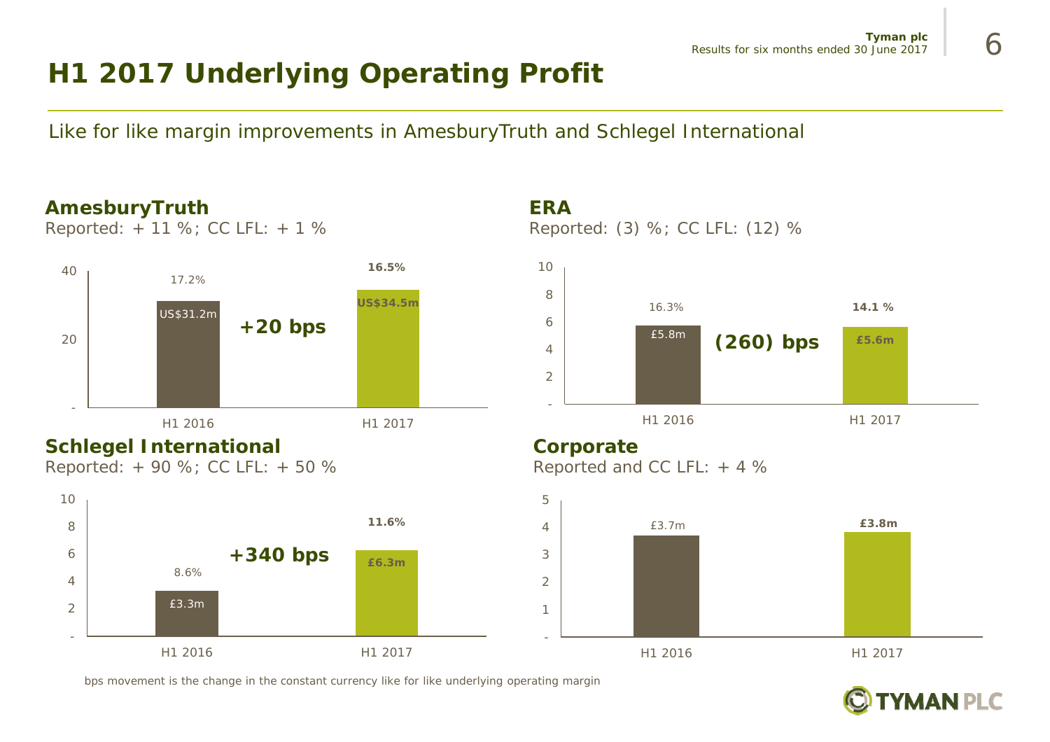# H1 2017 Underlying Operating Profit

Like for like margin improvements in AmesburyTruth and Schlegel International

### AmesburyTruth

Reported: + 11 %; CC LFL: + 1 %

40
20
-

H1 2016: 17.2% US$31.2m

+20 bps

H1 2017: **16.5%** **US$34.5m**

### ERA

Reported: (3) %; CC LFL: (12) %

10
8
6
4
2
-

H1 2016: 16.3% £5.8m

**(260) bps**

H1 2017: **14.1 %** **£5.6m**

### Schlegel International

Reported: + 90 %; CC LFL: + 50 %

10
8
6
4
2
-

H1 2016: 8.6% £3.3m

**+340 bps**

H1 2017: **11.6%** **£6.3m**

### Corporate

Reported and CC LFL: + 4 %

5
4
3
2
1
-

H1 2016: £3.7m

H1 2017: **£3.8m**

bps movement is the change in the constant currency like for like underlying operating margin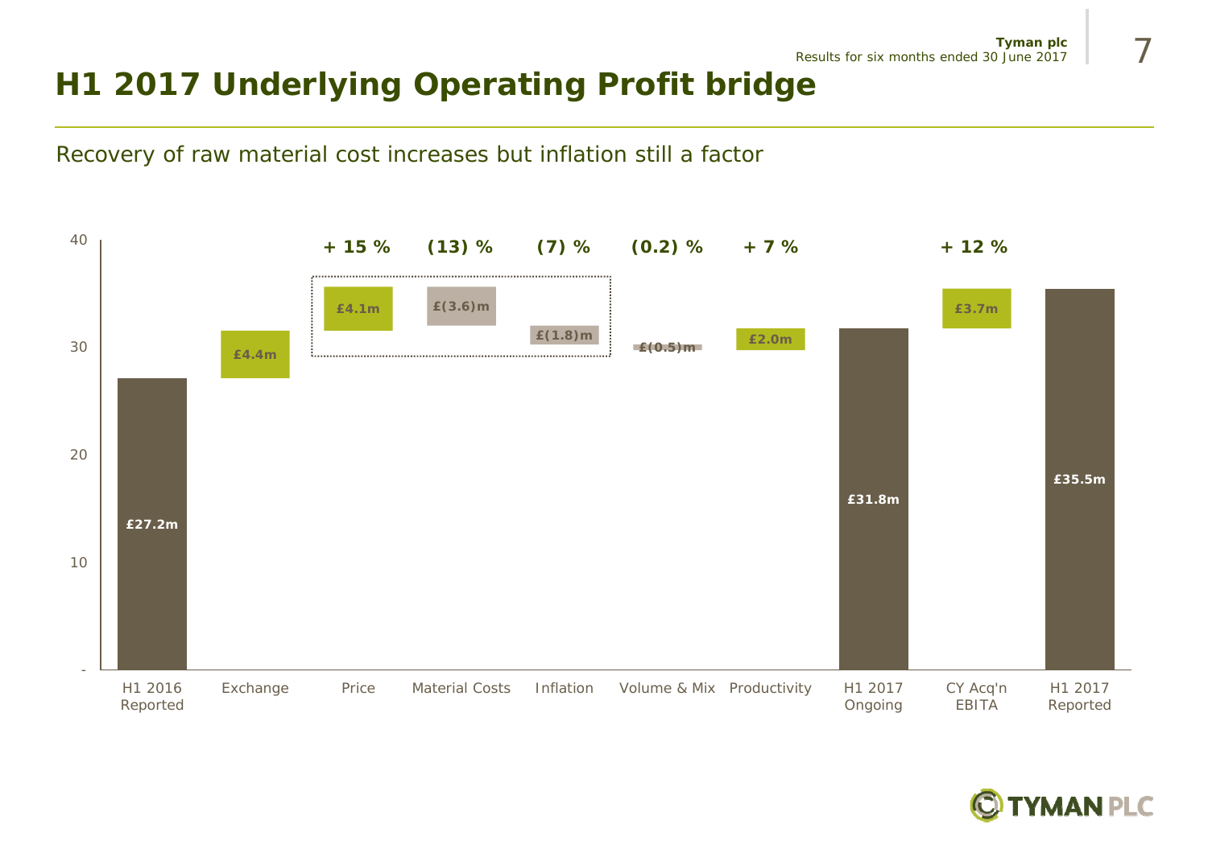# H1 2017 Underlying Operating Profit bridge

Recovery of raw material cost increases but inflation still a factor

40
30
20
10
-

+ 15 %
(13) %
(7) %
(0.2) %
+ 7 %
+ 12 %

£27.2m
£4.4m
£4.1m
£(3.6)m
£(1.8)m
£(0.5)m
£2.0m
£31.8m
£3.7m
£35.5m

H1 2016 Reported
Exchange
Price
Material Costs
Inflation
Volume & Mix
Productivity
H1 2017 Ongoing
CY Acq'n EBITA
H1 2017 Reported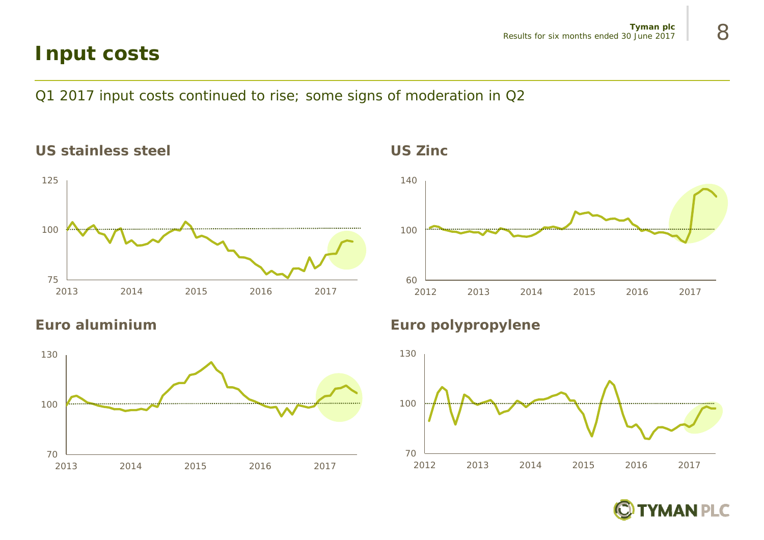# Input costs

Q1 2017 input costs continued to rise; some signs of moderation in Q2

## US stainless steel

125
100
75
2013
2014
2015
2016
2017

## US Zinc

140
100
60
2012
2013
2014
2015
2016
2017

## Euro aluminium

130
100
70
2013
2014
2015
2016
2017

## Euro polypropylene

130
100
70
2012
2013
2014
2015
2016
2017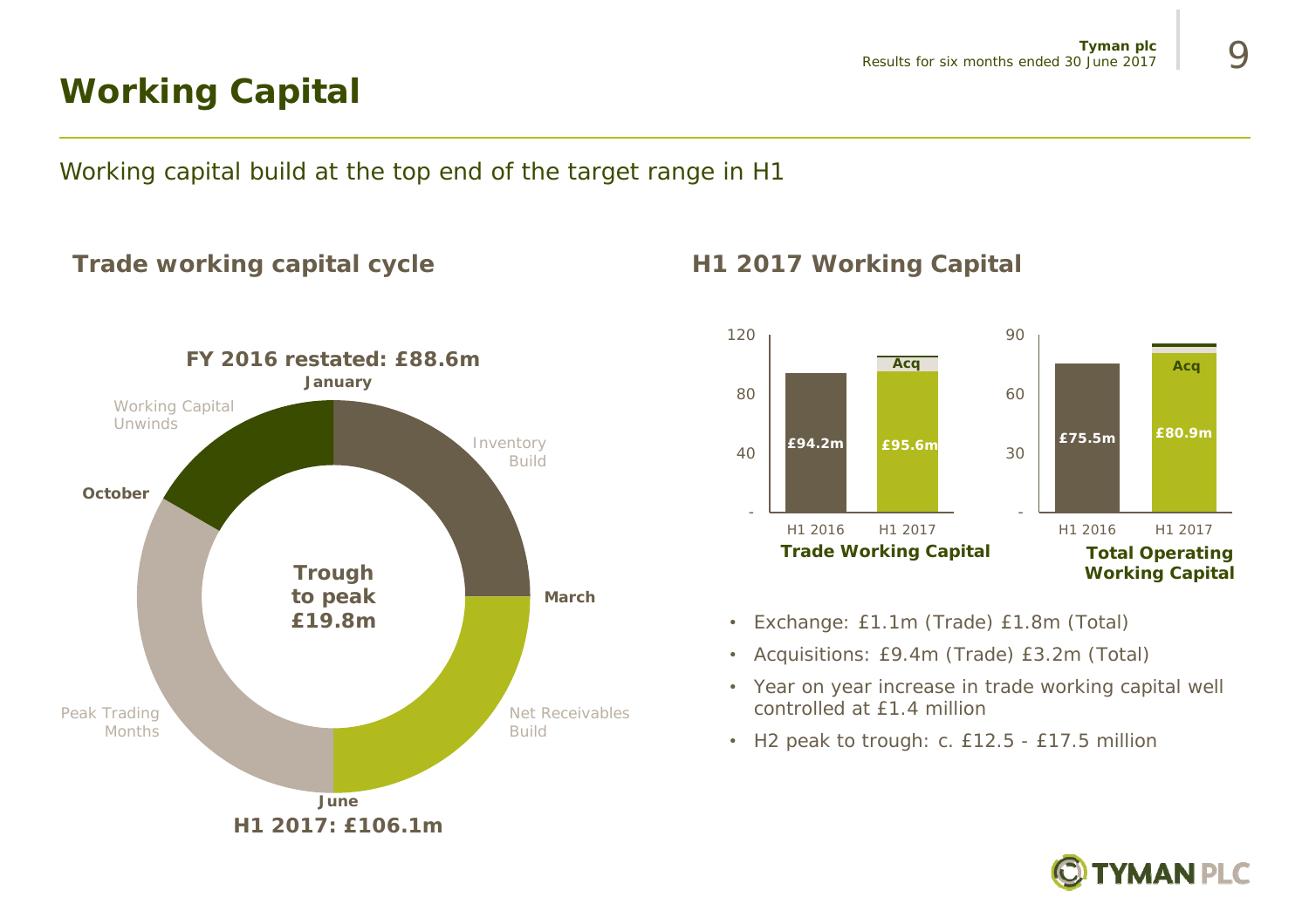# Working Capital

Working capital build at the top end of the target range in H1

## Trade working capital cycle

FY 2016 restated: £88.6m

January

Inventory Build

March

Net Receivables Build

June

H1 2017: £106.1m

Peak Trading Months

October

Working Capital Unwinds

Trough to peak £19.8m

## H1 2017 Working Capital

120
80
40
-

£94.2m
£95.6m
Acq

H1 2016
H1 2017

**Trade Working Capital**

90
60
30
-

£75.5m
£80.9m
Acq

H1 2016
H1 2017

**Total Operating Working Capital**

- Exchange: £1.1m (Trade) £1.8m (Total)
- Acquisitions: £9.4m (Trade) £3.2m (Total)
- Year on year increase in trade working capital well controlled at £1.4 million
- H2 peak to trough: c. £12.5 - £17.5 million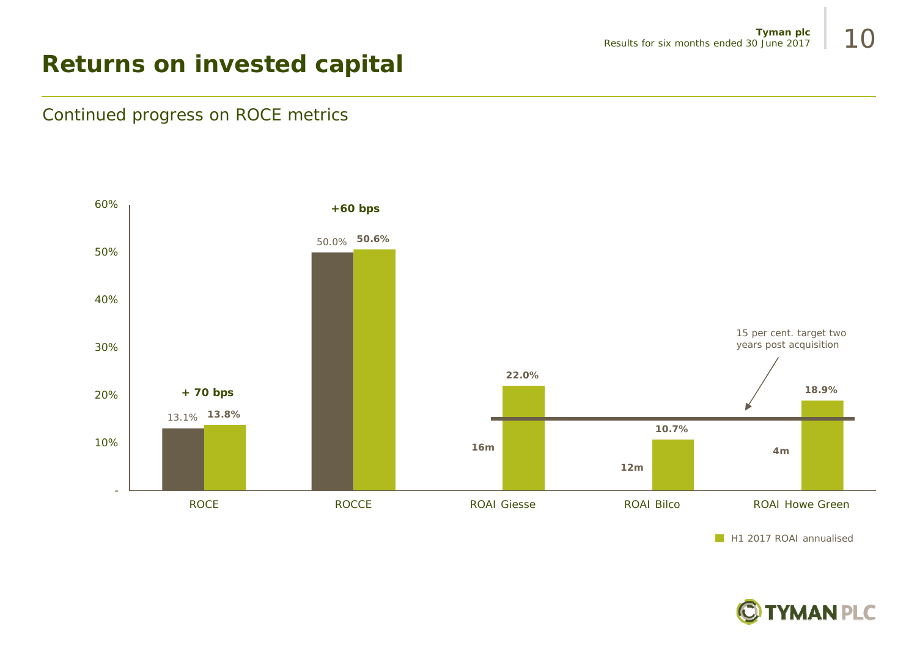# Returns on invested capital

Continued progress on ROCE metrics

60%
50%
40%
30%
20%
10%
-

+ 70 bps
13.1% **13.8%**
ROCE

**+60 bps**
50.0% **50.6%**
ROCCE

**16m**
**22.0%**
ROAI Giesse

**12m**
**10.7%**
ROAI Bilco

**4m**
**18.9%**
ROAI Howe Green

15 per cent. target two years post acquisition

H1 2017 ROAI annualised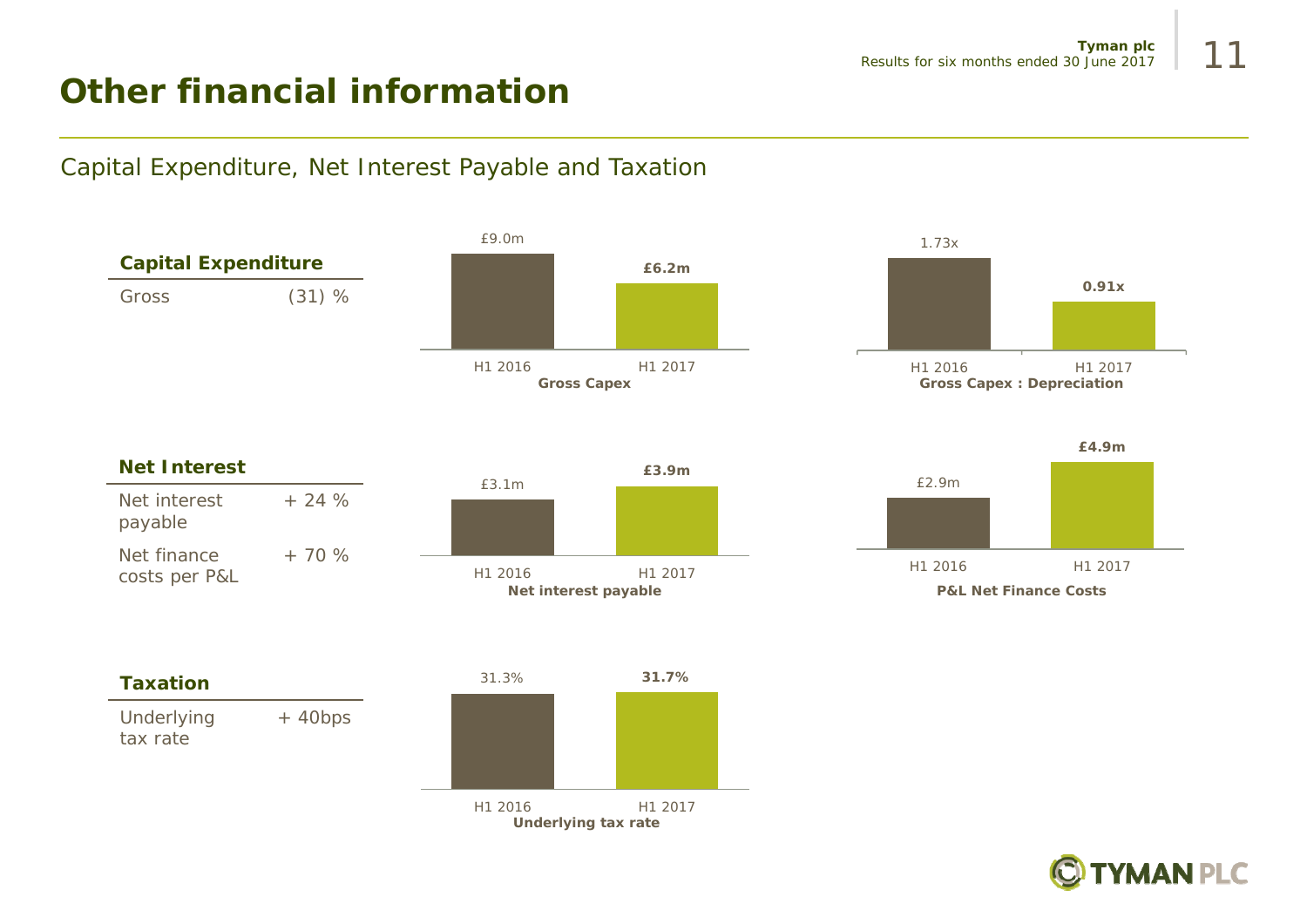# Other financial information

## Capital Expenditure, Net Interest Payable and Taxation

**Capital Expenditure**

| | |
|---|---|
| Gross | (31) % |

£9.0m
**£6.2m**
H1 2016
H1 2017
**Gross Capex**

1.73x
**0.91x**
H1 2016
H1 2017
**Gross Capex : Depreciation**

**Net Interest**

| | |
|---|---|
| Net interest payable | + 24 % |
| Net finance costs per P&L | + 70 % |

£3.1m
**£3.9m**
H1 2016
H1 2017
**Net interest payable**

£2.9m
**£4.9m**
H1 2016
H1 2017
**P&L Net Finance Costs**

**Taxation**

| | |
|---|---|
| Underlying tax rate | + 40bps |

31.3%
**31.7%**
H1 2016
H1 2017
**Underlying tax rate**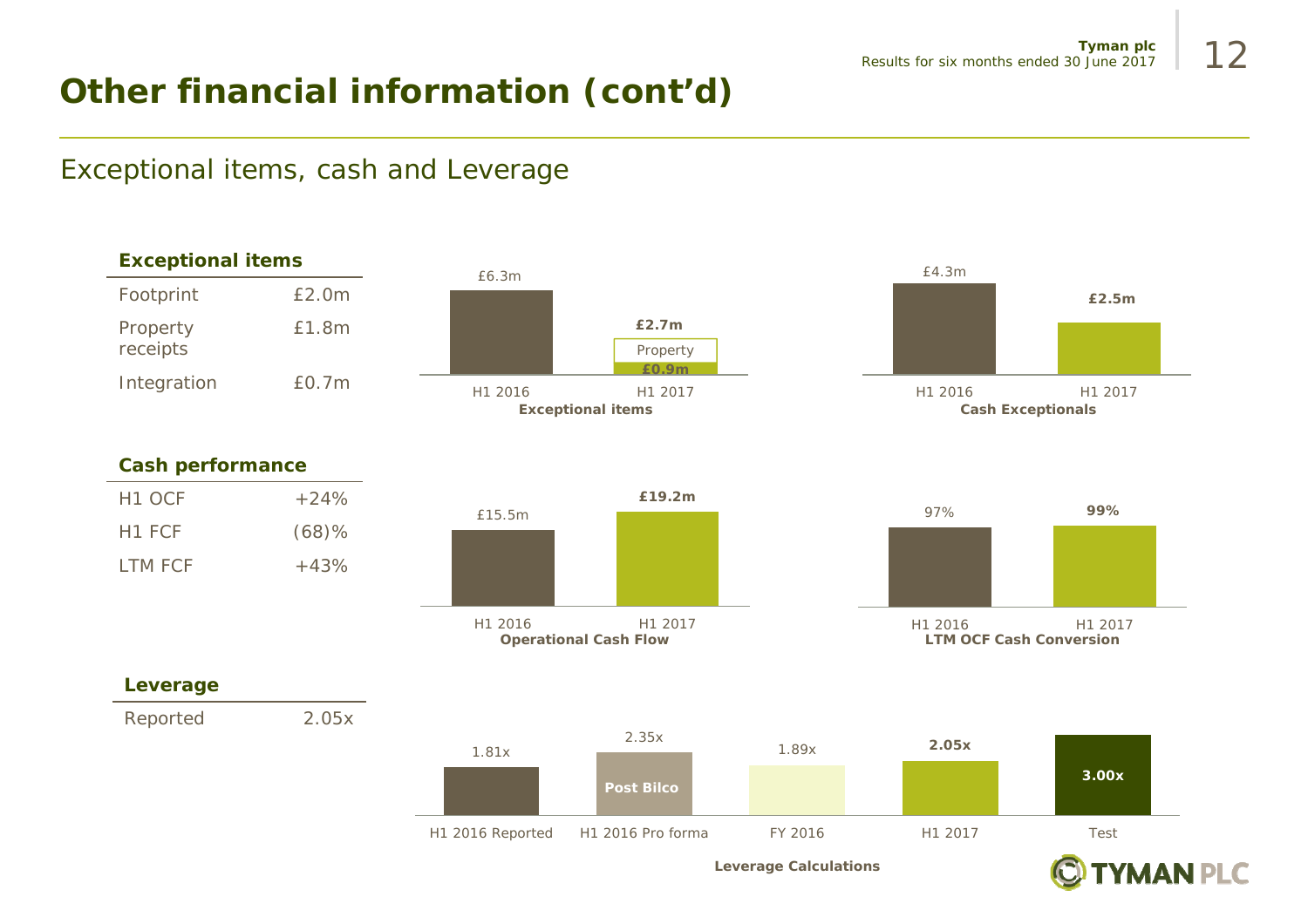# Other financial information (cont'd)

## Exceptional items, cash and Leverage

| Exceptional items | |
|---|---|
| Footprint | £2.0m |
| Property receipts | £1.8m |
| Integration | £0.7m |

£6.3m
£2.7m
Property
£0.9m
H1 2016
H1 2017
**Exceptional items**

£4.3m
£2.5m
H1 2016
H1 2017
**Cash Exceptionals**

| Cash performance | |
|---|---|
| H1 OCF | +24% |
| H1 FCF | (68)% |
| LTM FCF | +43% |

£15.5m
£19.2m
H1 2016
H1 2017
**Operational Cash Flow**

97%
99%
H1 2016
H1 2017
**LTM OCF Cash Conversion**

| Leverage | |
|---|---|
| Reported | 2.05x |

1.81x
2.35x
Post Bilco
1.89x
2.05x
3.00x
H1 2016 Reported
H1 2016 Pro forma
FY 2016
H1 2017
Test
**Leverage Calculations**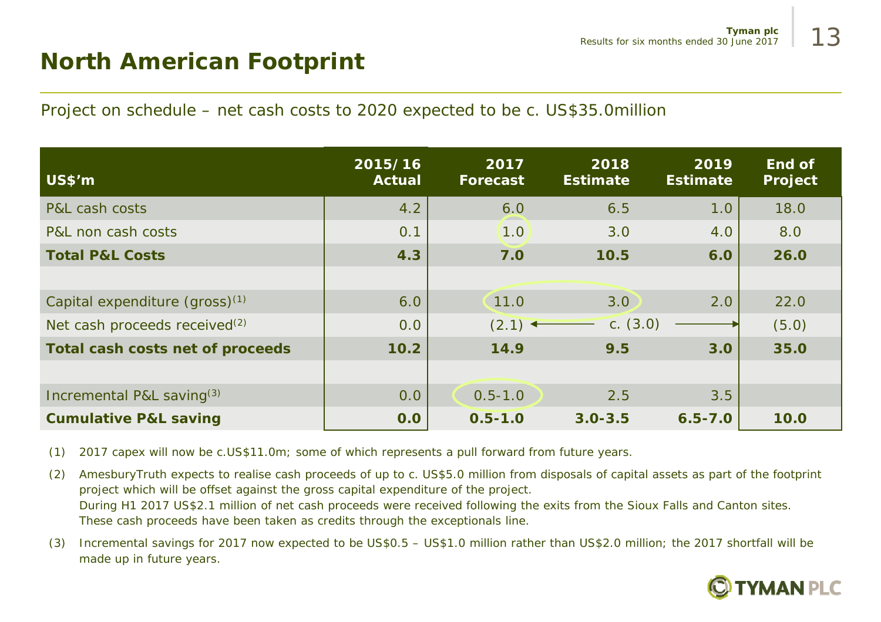# North American Footprint

Project on schedule – net cash costs to 2020 expected to be c. US$35.0million

| US$'m | 2015/16 Actual | 2017 Forecast | 2018 Estimate | 2019 Estimate | End of Project |
|---|---|---|---|---|---|
| P&L cash costs | 4.2 | 6.0 | 6.5 | 1.0 | 18.0 |
| P&L non cash costs | 0.1 | 1.0 | 3.0 | 4.0 | 8.0 |
| **Total P&L Costs** | **4.3** | **7.0** | **10.5** | **6.0** | **26.0** |
| | | | | | |
| Capital expenditure (gross)[(1)] | 6.0 | 11.0 | 3.0 | 2.0 | 22.0 |
| Net cash proceeds received[(2)] | 0.0 | (2.1) ← | c. (3.0) | → | (5.0) |
| **Total cash costs net of proceeds** | **10.2** | **14.9** | **9.5** | **3.0** | **35.0** |
| | | | | | |
| Incremental P&L saving[(3)] | 0.0 | 0.5-1.0 | 2.5 | 3.5 | |
| **Cumulative P&L saving** | **0.0** | **0.5-1.0** | **3.0-3.5** | **6.5-7.0** | **10.0** |

(1) 2017 capex will now be c.US$11.0m; some of which represents a pull forward from future years.

(2) AmesburyTruth expects to realise cash proceeds of up to c. US$5.0 million from disposals of capital assets as part of the footprint project which will be offset against the gross capital expenditure of the project.
During H1 2017 US$2.1 million of net cash proceeds were received following the exits from the Sioux Falls and Canton sites. These cash proceeds have been taken as credits through the exceptionals line.

(3) Incremental savings for 2017 now expected to be US$0.5 – US$1.0 million rather than US$2.0 million; the 2017 shortfall will be made up in future years.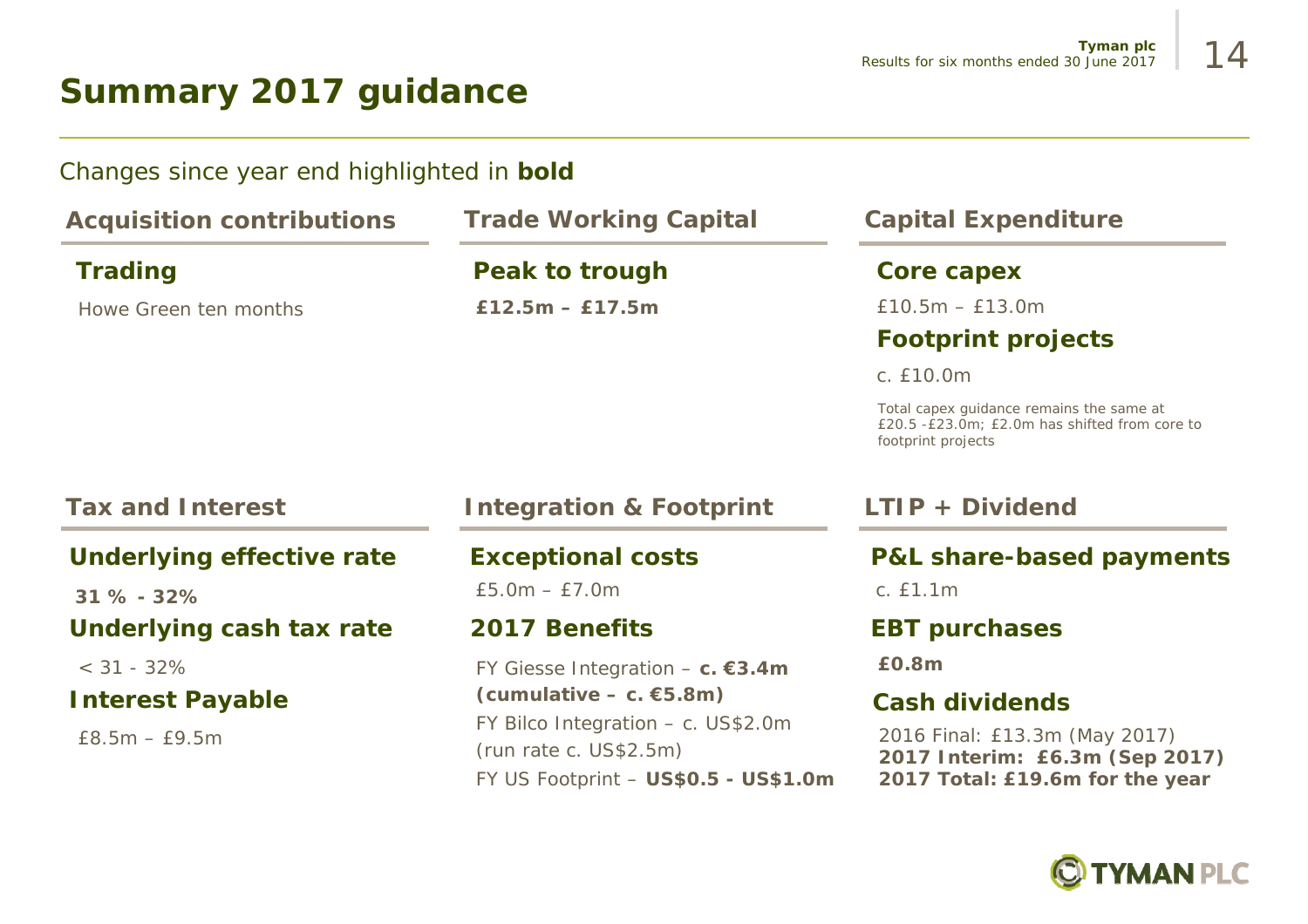# Summary 2017 guidance

Changes since year end highlighted in **bold**

## Acquisition contributions

### Trading

Howe Green ten months

## Trade Working Capital

### Peak to trough

**£12.5m – £17.5m**

## Capital Expenditure

### Core capex

£10.5m – £13.0m

### Footprint projects

c. £10.0m

Total capex guidance remains the same at £20.5 -£23.0m; £2.0m has shifted from core to footprint projects

## Tax and Interest

### Underlying effective rate

**31 % - 32%**

### Underlying cash tax rate

< 31 - 32%

### Interest Payable

£8.5m – £9.5m

## Integration & Footprint

### Exceptional costs

£5.0m – £7.0m

### 2017 Benefits

FY Giesse Integration – **c. €3.4m (cumulative – c. €5.8m)**

FY Bilco Integration – c. US$2.0m (run rate c. US$2.5m)

FY US Footprint – **US$0.5 - US$1.0m**

## LTIP + Dividend

### P&L share-based payments

c. £1.1m

### EBT purchases

**£0.8m**

### Cash dividends

2016 Final: £13.3m (May 2017)

**2017 Interim: £6.3m (Sep 2017)**

**2017 Total: £19.6m for the year**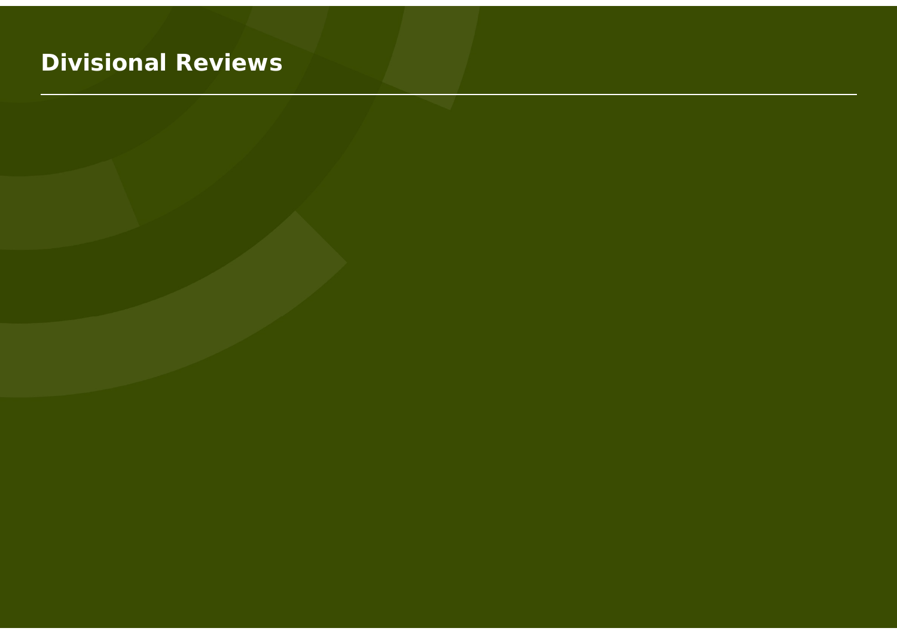# Divisional Reviews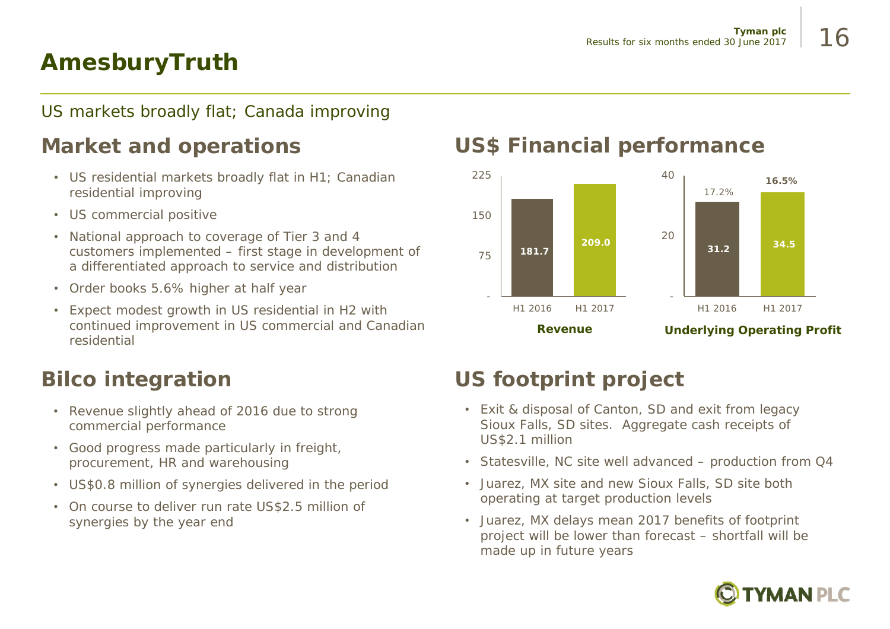# AmesburyTruth

US markets broadly flat; Canada improving

## Market and operations

- US residential markets broadly flat in H1; Canadian residential improving
- US commercial positive
- National approach to coverage of Tier 3 and 4 customers implemented – first stage in development of a differentiated approach to service and distribution
- Order books 5.6% higher at half year
- Expect modest growth in US residential in H2 with continued improvement in US commercial and Canadian residential

## US$ Financial performance

225
150
75
-
181.7
209.0
H1 2016
H1 2017
**Revenue**

40
20
-
17.2%
16.5%
31.2
34.5
H1 2016
H1 2017
**Underlying Operating Profit**

## Bilco integration

- Revenue slightly ahead of 2016 due to strong commercial performance
- Good progress made particularly in freight, procurement, HR and warehousing
- US$0.8 million of synergies delivered in the period
- On course to deliver run rate US$2.5 million of synergies by the year end

## US footprint project

- Exit & disposal of Canton, SD and exit from legacy Sioux Falls, SD sites. Aggregate cash receipts of US$2.1 million
- Statesville, NC site well advanced – production from Q4
- Juarez, MX site and new Sioux Falls, SD site both operating at target production levels
- Juarez, MX delays mean 2017 benefits of footprint project will be lower than forecast – shortfall will be made up in future years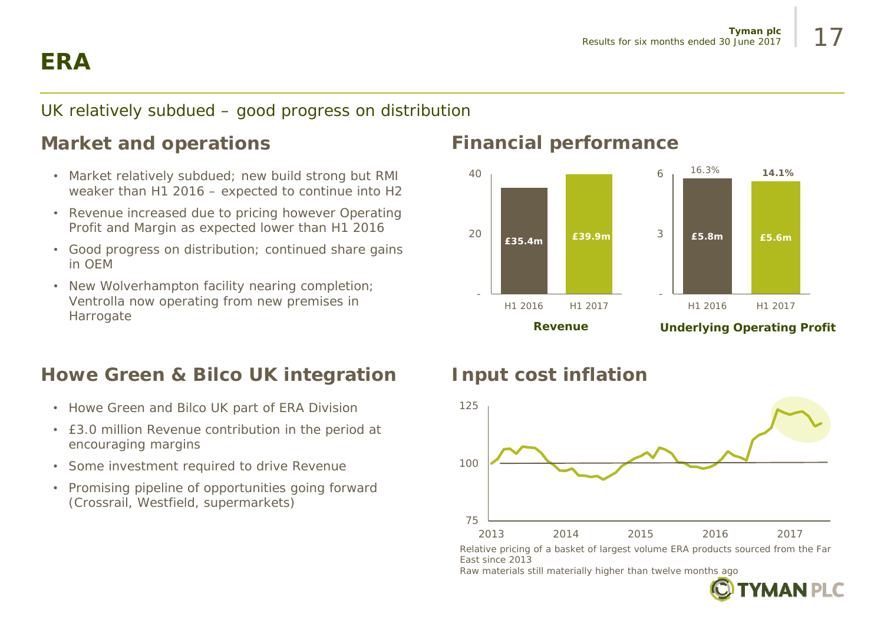# ERA

UK relatively subdued – good progress on distribution

## Market and operations

- Market relatively subdued; new build strong but RMI weaker than H1 2016 – expected to continue into H2
- Revenue increased due to pricing however Operating Profit and Margin as expected lower than H1 2016
- Good progress on distribution; continued share gains in OEM
- New Wolverhampton facility nearing completion; Ventrolla now operating from new premises in Harrogate

## Financial performance

40
20
-
£35.4m
£39.9m
H1 2016
H1 2017
**Revenue**

6
3
-
16.3%
**14.1%**
£5.8m
£5.6m
H1 2016
H1 2017
**Underlying Operating Profit**

## Howe Green & Bilco UK integration

- Howe Green and Bilco UK part of ERA Division
- £3.0 million Revenue contribution in the period at encouraging margins
- Some investment required to drive Revenue
- Promising pipeline of opportunities going forward (Crossrail, Westfield, supermarkets)

## Input cost inflation

125
100
75
2013
2014
2015
2016
2017

Relative pricing of a basket of largest volume ERA products sourced from the Far East since 2013

Raw materials still materially higher than twelve months ago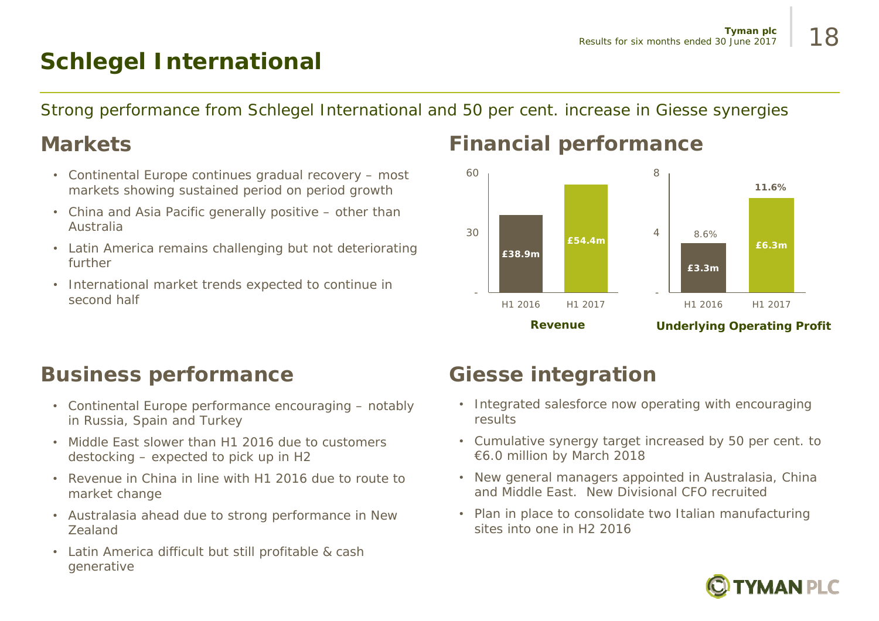# Schlegel International

Strong performance from Schlegel International and 50 per cent. increase in Giesse synergies

## Markets

- Continental Europe continues gradual recovery – most markets showing sustained period on period growth
- China and Asia Pacific generally positive – other than Australia
- Latin America remains challenging but not deteriorating further
- International market trends expected to continue in second half

## Financial performance

60
30
-
£38.9m
£54.4m
H1 2016
H1 2017
**Revenue**

8
4
-
8.6%
£3.3m
11.6%
£6.3m
H1 2016
H1 2017
**Underlying Operating Profit**

## Business performance

- Continental Europe performance encouraging – notably in Russia, Spain and Turkey
- Middle East slower than H1 2016 due to customers destocking – expected to pick up in H2
- Revenue in China in line with H1 2016 due to route to market change
- Australasia ahead due to strong performance in New Zealand
- Latin America difficult but still profitable & cash generative

## Giesse integration

- Integrated salesforce now operating with encouraging results
- Cumulative synergy target increased by 50 per cent. to €6.0 million by March 2018
- New general managers appointed in Australasia, China and Middle East. New Divisional CFO recruited
- Plan in place to consolidate two Italian manufacturing sites into one in H2 2016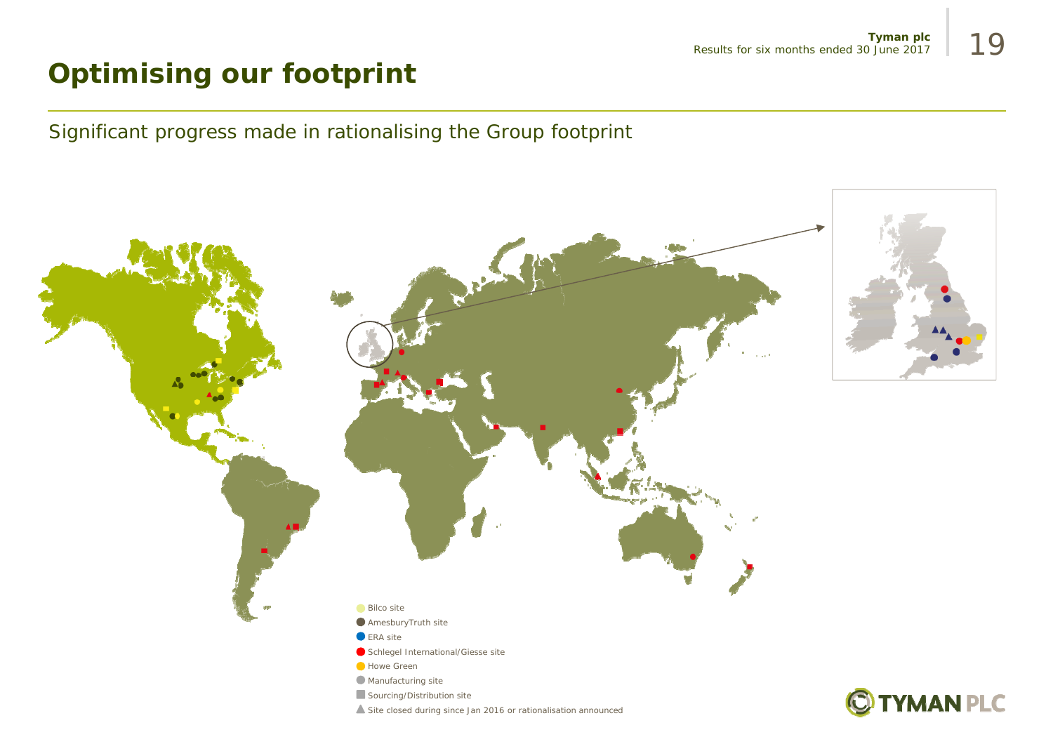# Optimising our footprint

Significant progress made in rationalising the Group footprint

Bilco site
AmesburyTruth site
ERA site
Schlegel International/Giesse site
Howe Green
Manufacturing site
Sourcing/Distribution site
Site closed during since Jan 2016 or rationalisation announced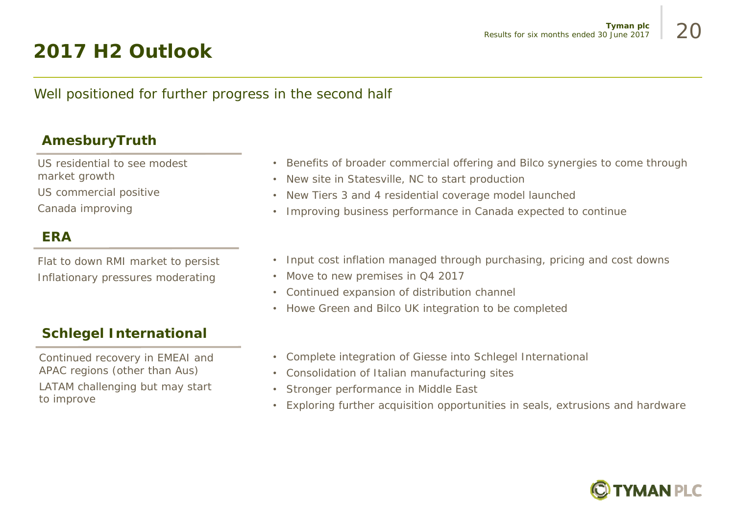# 2017 H2 Outlook

Well positioned for further progress in the second half

## AmesburyTruth

US residential to see modest market growth

US commercial positive

Canada improving

- Benefits of broader commercial offering and Bilco synergies to come through
- New site in Statesville, NC to start production
- New Tiers 3 and 4 residential coverage model launched
- Improving business performance in Canada expected to continue

## ERA

Flat to down RMI market to persist

Inflationary pressures moderating

- Input cost inflation managed through purchasing, pricing and cost downs
- Move to new premises in Q4 2017
- Continued expansion of distribution channel
- Howe Green and Bilco UK integration to be completed

## Schlegel International

Continued recovery in EMEAI and APAC regions (other than Aus)

LATAM challenging but may start to improve

- Complete integration of Giesse into Schlegel International
- Consolidation of Italian manufacturing sites
- Stronger performance in Middle East
- Exploring further acquisition opportunities in seals, extrusions and hardware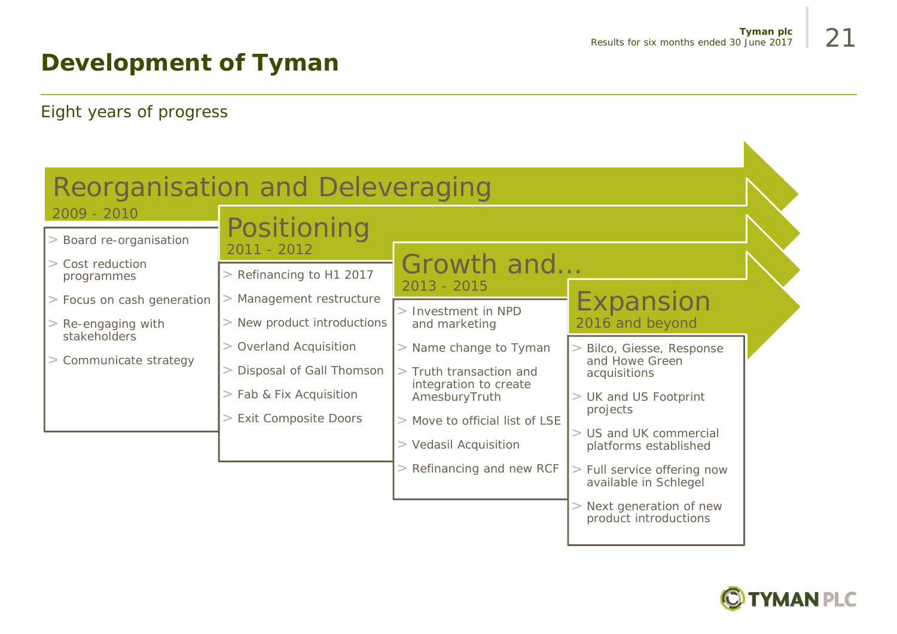# Development of Tyman

Eight years of progress

## Reorganisation and Deleveraging
2009 - 2010

- Board re-organisation
- Cost reduction programmes
- Focus on cash generation
- Re-engaging with stakeholders
- Communicate strategy

## Positioning
2011 - 2012

- Refinancing to H1 2017
- Management restructure
- New product introductions
- Overland Acquisition
- Disposal of Gall Thomson
- Fab & Fix Acquisition
- Exit Composite Doors

## Growth and...
2013 - 2015

- Investment in NPD and marketing
- Name change to Tyman
- Truth transaction and integration to create AmesburyTruth
- Move to official list of LSE
- Vedasil Acquisition
- Refinancing and new RCF

## Expansion
2016 and beyond

- Bilco, Giesse, Response and Howe Green acquisitions
- UK and US Footprint projects
- US and UK commercial platforms established
- Full service offering now available in Schlegel
- Next generation of new product introductions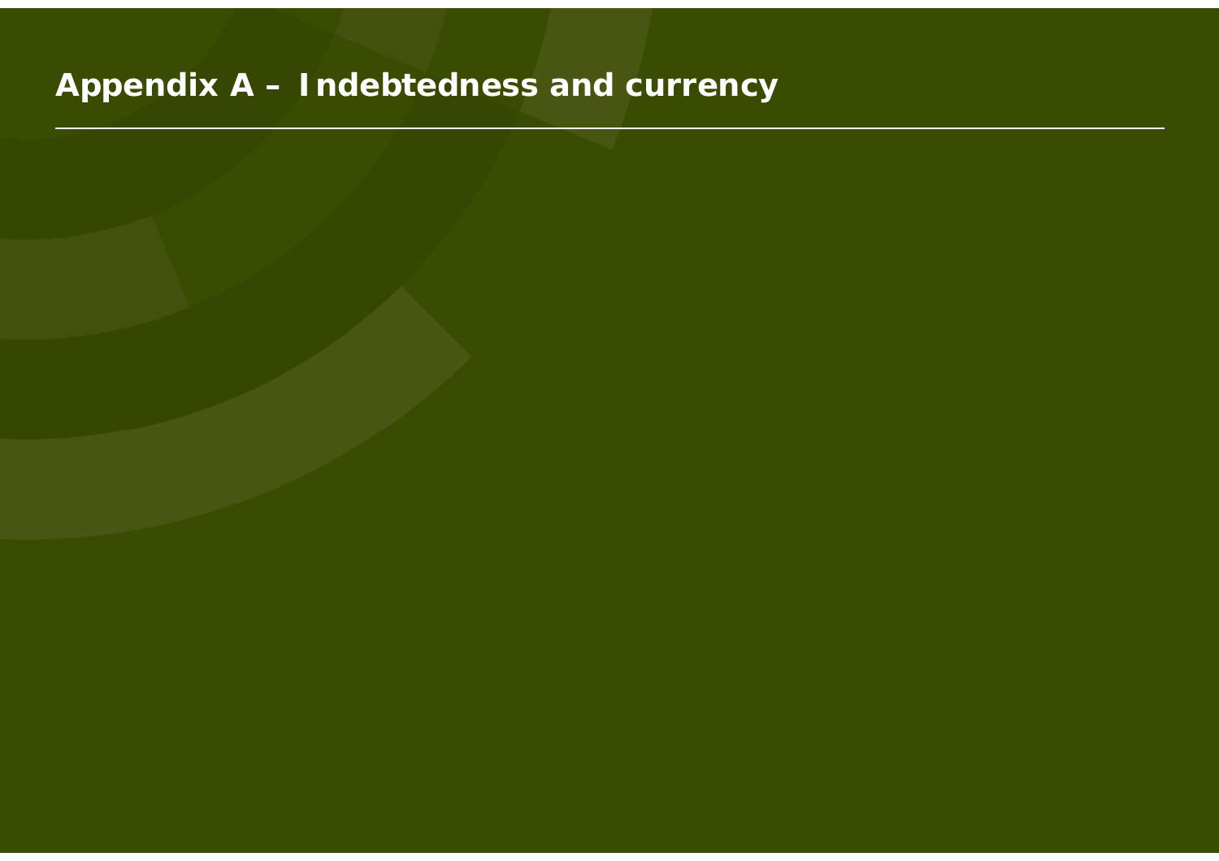# Appendix A – Indebtedness and currency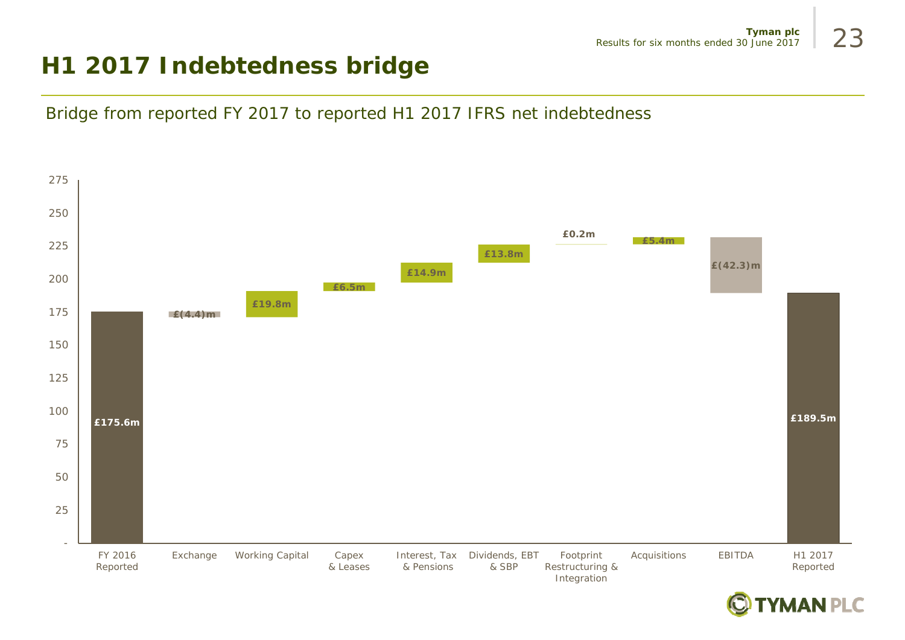# H1 2017 Indebtedness bridge

Bridge from reported FY 2017 to reported H1 2017 IFRS net indebtedness

275
250
225
200
175
150
125
100
75
50
25
-

FY 2016 Reported: £175.6m
Exchange: £(4.4)m
Working Capital: £19.8m
Capex & Leases: £6.5m
Interest, Tax & Pensions: £14.9m
Dividends, EBT & SBP: £13.8m
Footprint Restructuring & Integration: £0.2m
Acquisitions: £5.4m
EBITDA: £(42.3)m
H1 2017 Reported: £189.5m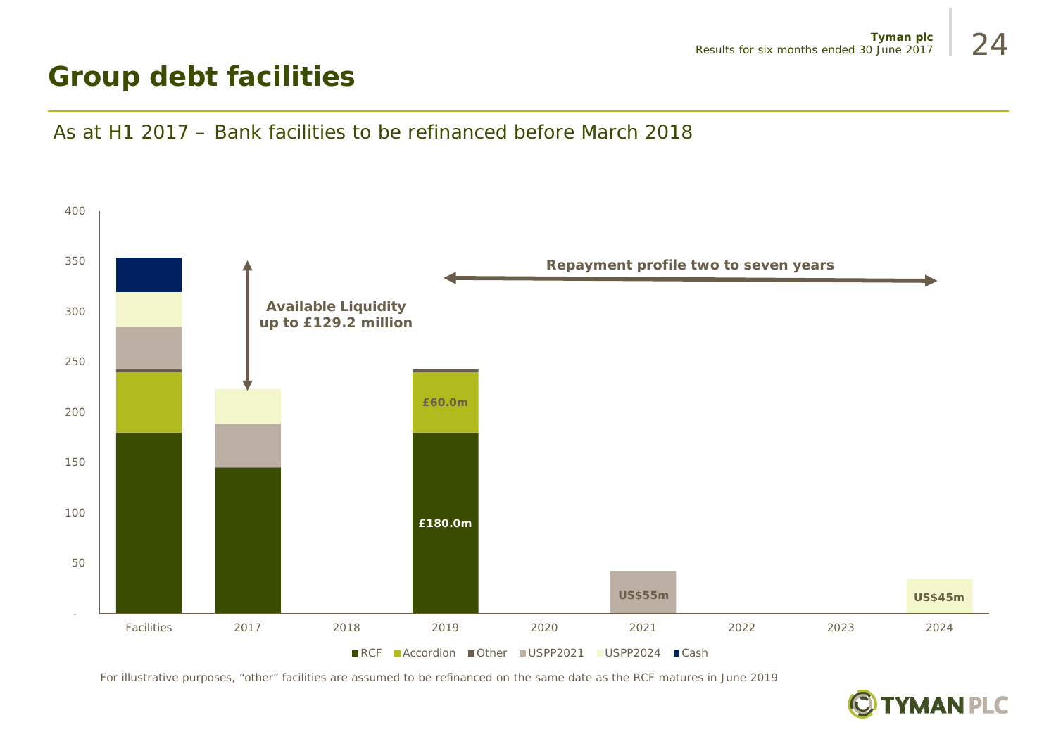# Group debt facilities

As at H1 2017 – Bank facilities to be refinanced before March 2018

400
350
300
250
200
150
100
50
-

Facilities
2017
2018
2019
2020
2021
2022
2023
2024

Available Liquidity up to £129.2 million

Repayment profile two to seven years

£60.0m

£180.0m

US$55m

US$45m

RCF Accordion Other USPP2021 USPP2024 Cash

For illustrative purposes, "other" facilities are assumed to be refinanced on the same date as the RCF matures in June 2019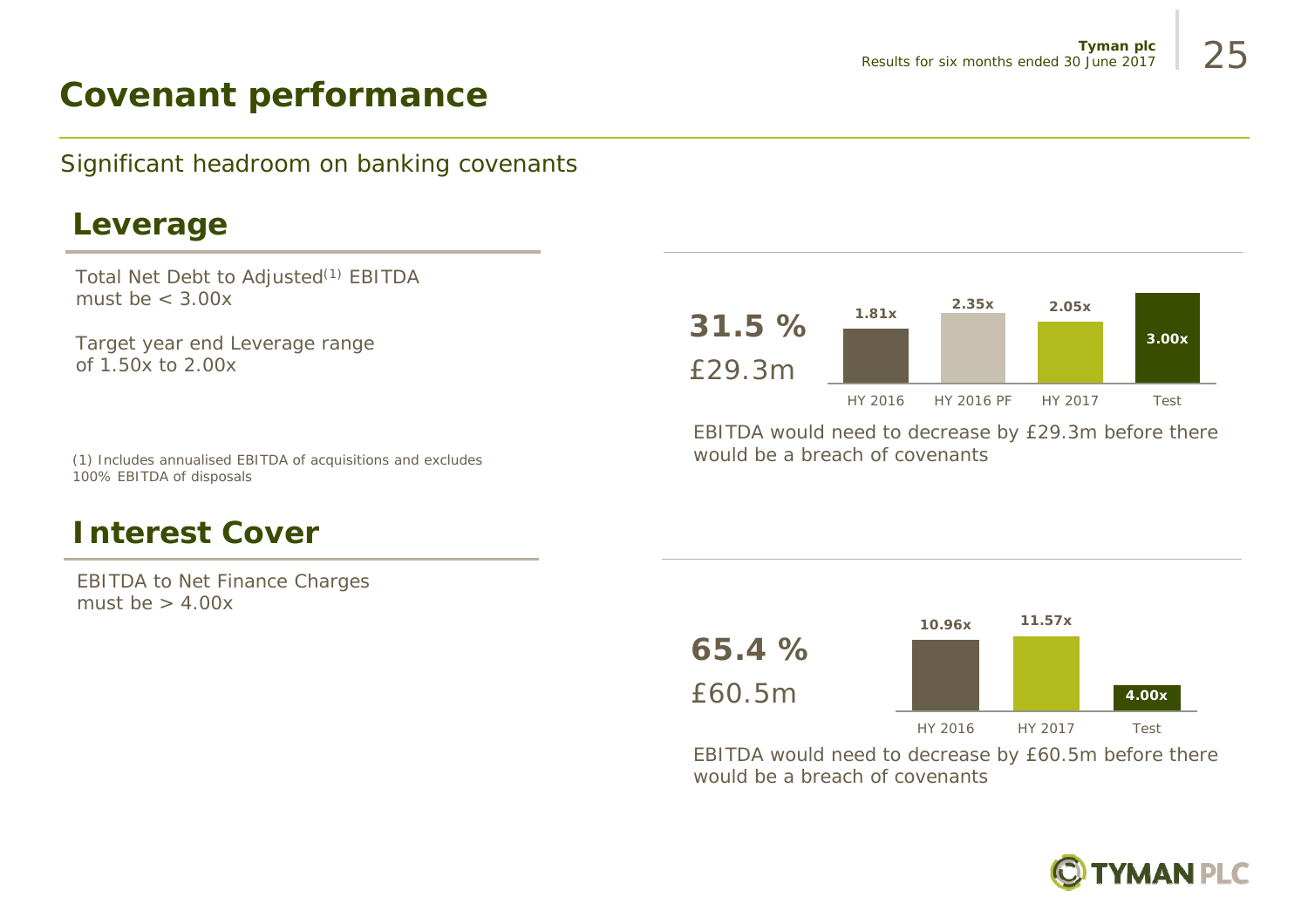# Covenant performance

Significant headroom on banking covenants

## Leverage

Total Net Debt to Adjusted[(1)] EBITDA must be < 3.00x

Target year end Leverage range of 1.50x to 2.00x

(1) Includes annualised EBITDA of acquisitions and excludes 100% EBITDA of disposals

**31.5 %**

£29.3m

1.81x
2.35x
2.05x
3.00x

HY 2016
HY 2016 PF
HY 2017
Test

EBITDA would need to decrease by £29.3m before there would be a breach of covenants

## Interest Cover

EBITDA to Net Finance Charges must be > 4.00x

**65.4 %**

£60.5m

10.96x
11.57x
4.00x

HY 2016
HY 2017
Test

EBITDA would need to decrease by £60.5m before there would be a breach of covenants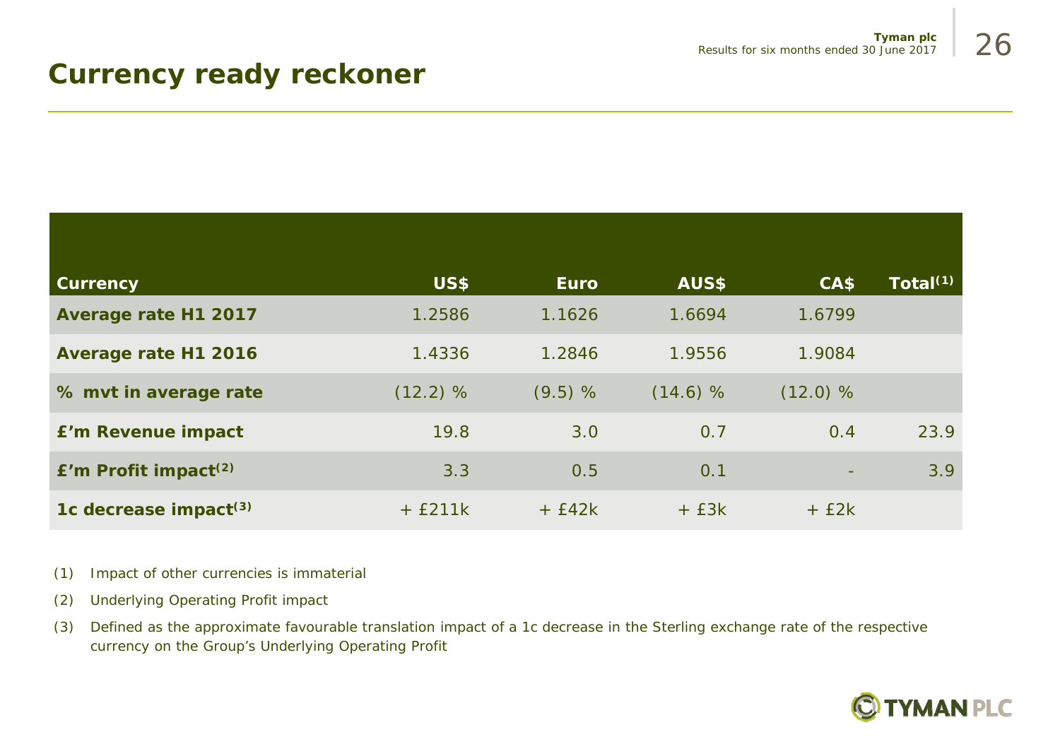# Currency ready reckoner

| Currency | US$ | Euro | AUS$ | CA$ | Total[1] |
|---|---|---|---|---|---|
| **Average rate H1 2017** | 1.2586 | 1.1626 | 1.6694 | 1.6799 | |
| **Average rate H1 2016** | 1.4336 | 1.2846 | 1.9556 | 1.9084 | |
| **% mvt in average rate** | (12.2) % | (9.5) % | (14.6) % | (12.0) % | |
| **£'m Revenue impact** | 19.8 | 3.0 | 0.7 | 0.4 | 23.9 |
| **£'m Profit impact[2]** | 3.3 | 0.5 | 0.1 | - | 3.9 |
| **1c decrease impact[3]** | + £211k | + £42k | + £3k | + £2k | |

(1) Impact of other currencies is immaterial

(2) Underlying Operating Profit impact

(3) Defined as the approximate favourable translation impact of a 1c decrease in the Sterling exchange rate of the respective currency on the Group's Underlying Operating Profit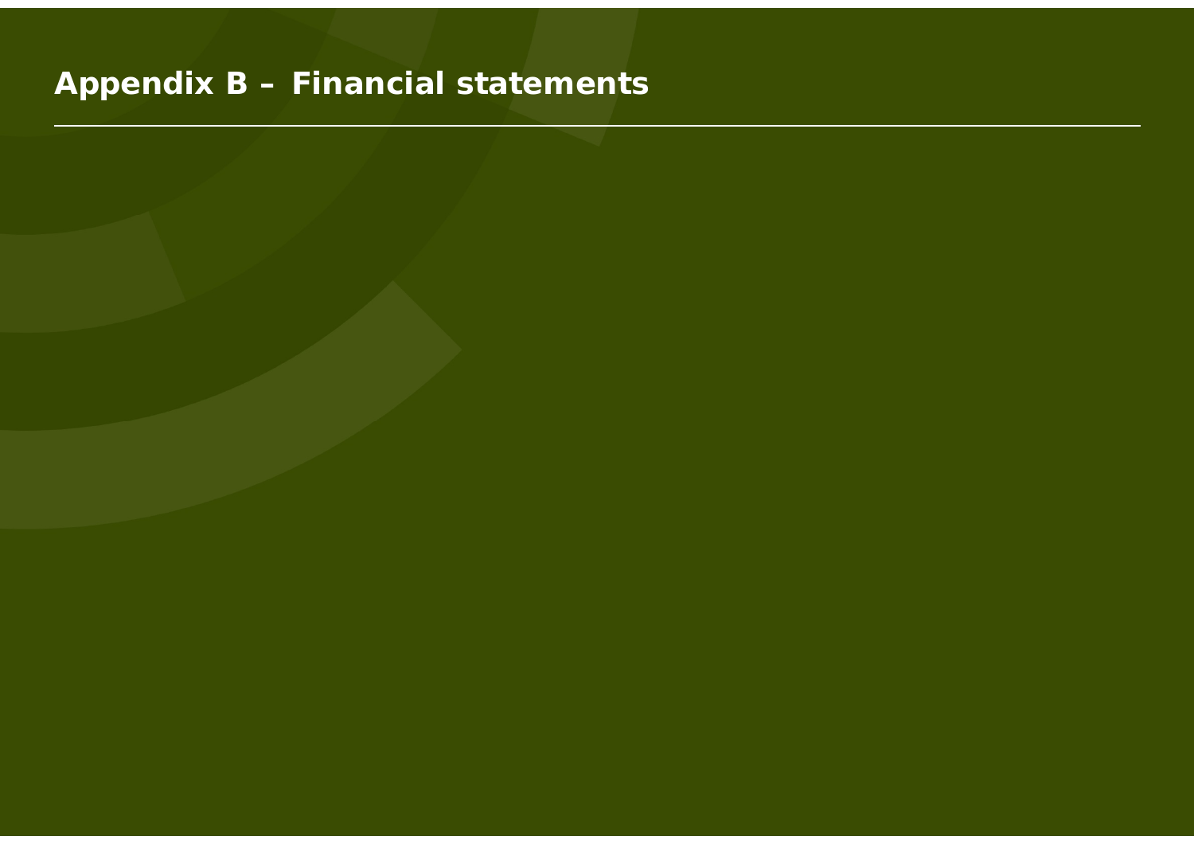# Appendix B – Financial statements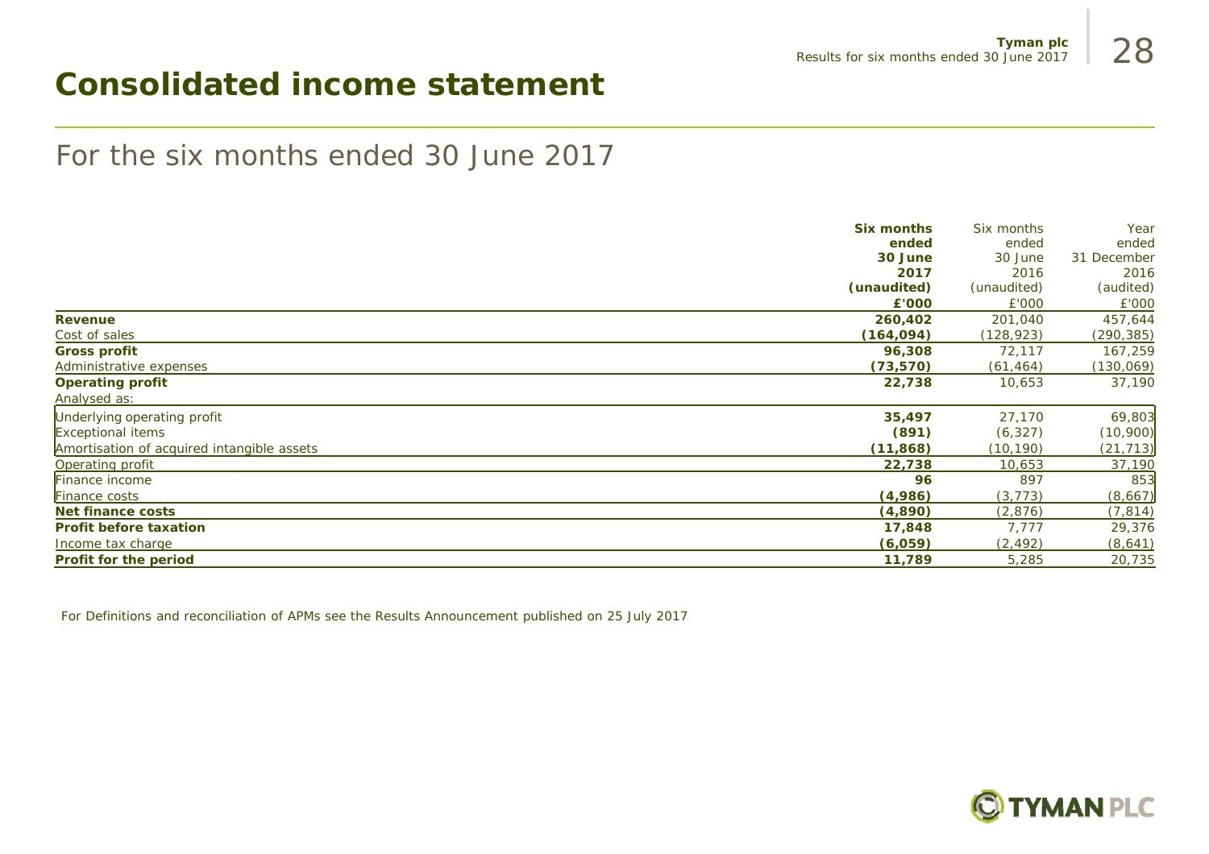# Consolidated income statement

## For the six months ended 30 June 2017

| | **Six months ended 30 June 2017 (unaudited) £'000** | Six months ended 30 June 2016 (unaudited) £'000 | Year ended 31 December 2016 (audited) £'000 |
|---|---|---|---|
| **Revenue** | **260,402** | 201,040 | 457,644 |
| Cost of sales | **(164,094)** | (128,923) | (290,385) |
| **Gross profit** | **96,308** | 72,117 | 167,259 |
| Administrative expenses | **(73,570)** | (61,464) | (130,069) |
| **Operating profit** | **22,738** | 10,653 | 37,190 |
| Analysed as: | | | |
| Underlying operating profit | **35,497** | 27,170 | 69,803 |
| Exceptional items | **(891)** | (6,327) | (10,900) |
| Amortisation of acquired intangible assets | **(11,868)** | (10,190) | (21,713) |
| Operating profit | **22,738** | 10,653 | 37,190 |
| Finance income | **96** | 897 | 853 |
| Finance costs | **(4,986)** | (3,773) | (8,667) |
| **Net finance costs** | **(4,890)** | (2,876) | (7,814) |
| **Profit before taxation** | **17,848** | 7,777 | 29,376 |
| Income tax charge | **(6,059)** | (2,492) | (8,641) |
| **Profit for the period** | **11,789** | 5,285 | 20,735 |

For Definitions and reconciliation of APMs see the Results Announcement published on 25 July 2017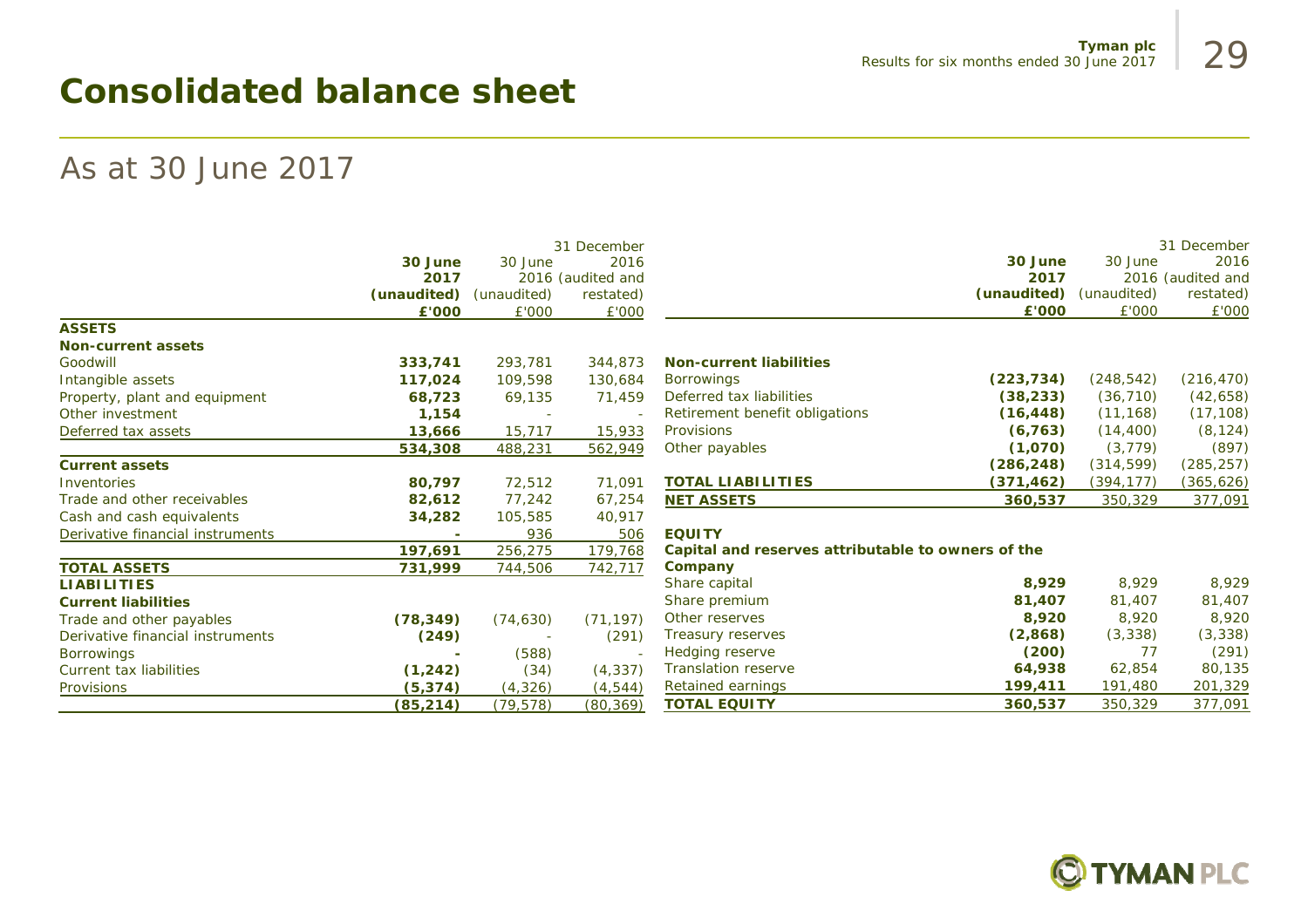# Consolidated balance sheet

## As at 30 June 2017

| | 30 June 2017 (unaudited) £'000 | 30 June 2016 (unaudited) £'000 | 31 December 2016 (audited and restated) £'000 |
|---|---|---|---|
| **ASSETS** | | | |
| **Non-current assets** | | | |
| Goodwill | **333,741** | 293,781 | 344,873 |
| Intangible assets | **117,024** | 109,598 | 130,684 |
| Property, plant and equipment | **68,723** | 69,135 | 71,459 |
| Other investment | **1,154** | - | - |
| Deferred tax assets | **13,666** | 15,717 | 15,933 |
| | **534,308** | 488,231 | 562,949 |
| **Current assets** | | | |
| Inventories | **80,797** | 72,512 | 71,091 |
| Trade and other receivables | **82,612** | 77,242 | 67,254 |
| Cash and cash equivalents | **34,282** | 105,585 | 40,917 |
| Derivative financial instruments | **-** | 936 | 506 |
| | **197,691** | 256,275 | 179,768 |
| **TOTAL ASSETS** | **731,999** | 744,506 | 742,717 |
| **LIABILITIES** | | | |
| **Current liabilities** | | | |
| Trade and other payables | **(78,349)** | (74,630) | (71,197) |
| Derivative financial instruments | **(249)** | - | (291) |
| Borrowings | **-** | (588) | - |
| Current tax liabilities | **(1,242)** | (34) | (4,337) |
| Provisions | **(5,374)** | (4,326) | (4,544) |
| | **(85,214)** | (79,578) | (80,369) |
| **Non-current liabilities** | | | |
| Borrowings | **(223,734)** | (248,542) | (216,470) |
| Deferred tax liabilities | **(38,233)** | (36,710) | (42,658) |
| Retirement benefit obligations | **(16,448)** | (11,168) | (17,108) |
| Provisions | **(6,763)** | (14,400) | (8,124) |
| Other payables | **(1,070)** | (3,779) | (897) |
| | **(286,248)** | (314,599) | (285,257) |
| **TOTAL LIABILITIES** | **(371,462)** | (394,177) | (365,626) |
| **NET ASSETS** | **360,537** | 350,329 | 377,091 |
| **EQUITY** | | | |
| **Capital and reserves attributable to owners of the Company** | | | |
| Share capital | **8,929** | 8,929 | 8,929 |
| Share premium | **81,407** | 81,407 | 81,407 |
| Other reserves | **8,920** | 8,920 | 8,920 |
| Treasury reserves | **(2,868)** | (3,338) | (3,338) |
| Hedging reserve | **(200)** | 77 | (291) |
| Translation reserve | **64,938** | 62,854 | 80,135 |
| Retained earnings | **199,411** | 191,480 | 201,329 |
| **TOTAL EQUITY** | **360,537** | 350,329 | 377,091 |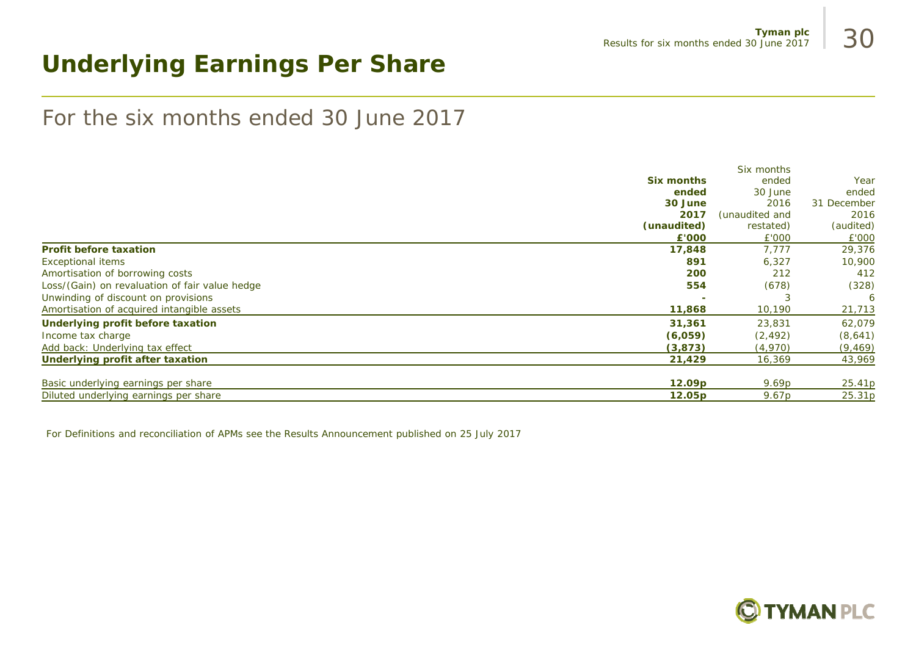# Underlying Earnings Per Share

## For the six months ended 30 June 2017

| | **Six months ended 30 June 2017 (unaudited) £'000** | Six months ended 30 June 2016 (unaudited and restated) £'000 | Year ended 31 December 2016 (audited) £'000 |
|---|---|---|---|
| **Profit before taxation** | **17,848** | 7,777 | 29,376 |
| Exceptional items | **891** | 6,327 | 10,900 |
| Amortisation of borrowing costs | **200** | 212 | 412 |
| Loss/(Gain) on revaluation of fair value hedge | **554** | (678) | (328) |
| Unwinding of discount on provisions | **-** | 3 | 6 |
| Amortisation of acquired intangible assets | **11,868** | 10,190 | 21,713 |
| **Underlying profit before taxation** | **31,361** | 23,831 | 62,079 |
| Income tax charge | **(6,059)** | (2,492) | (8,641) |
| Add back: Underlying tax effect | **(3,873)** | (4,970) | (9,469) |
| **Underlying profit after taxation** | **21,429** | 16,369 | 43,969 |
| Basic underlying earnings per share | **12.09p** | 9.69p | 25.41p |
| Diluted underlying earnings per share | **12.05p** | 9.67p | 25.31p |

For Definitions and reconciliation of APMs see the Results Announcement published on 25 July 2017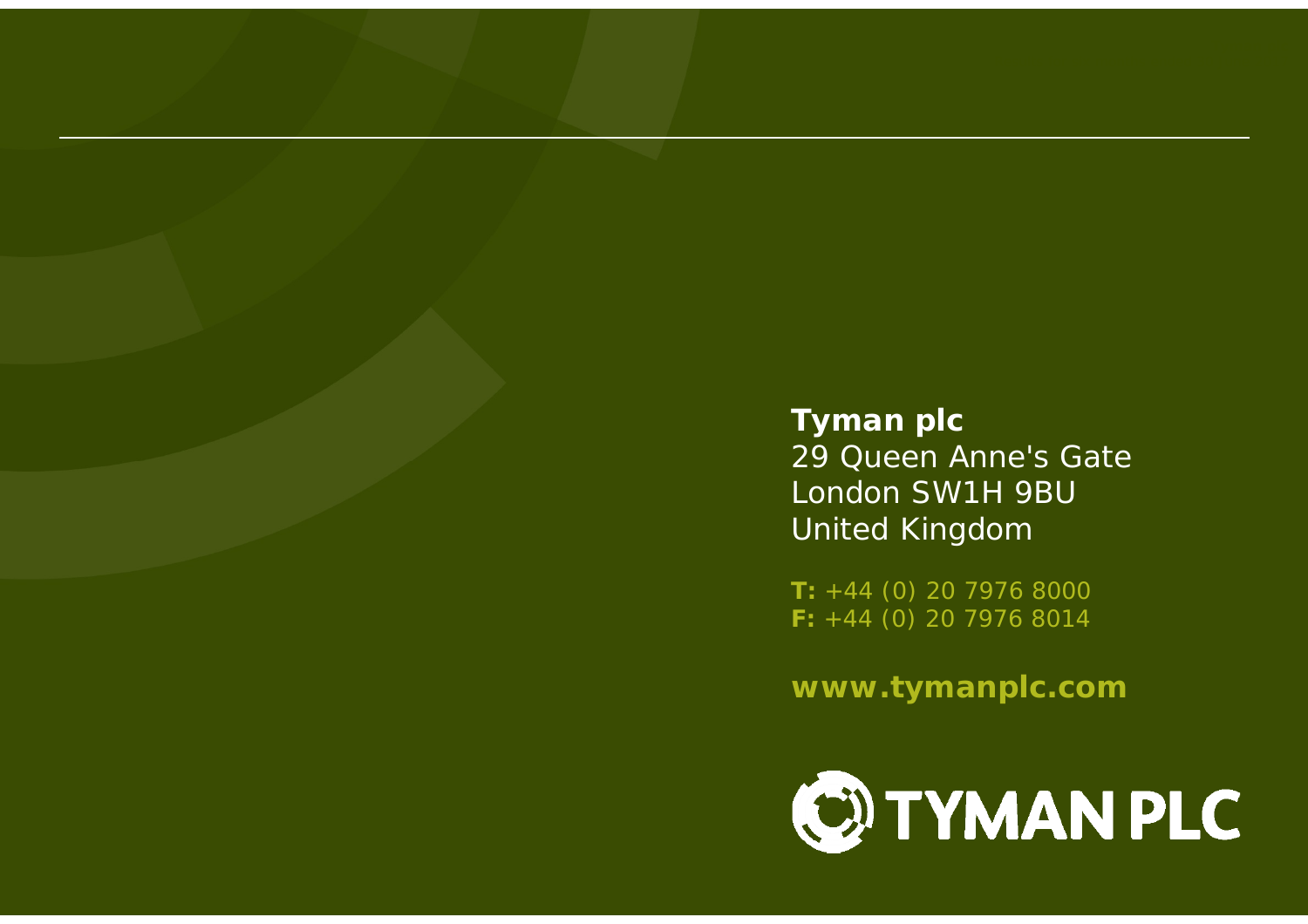**Tyman plc**
29 Queen Anne's Gate
London SW1H 9BU
United Kingdom

**T:** +44 (0) 20 7976 8000
**F:** +44 (0) 20 7976 8014

**www.tymanplc.com**

TYMAN PLC